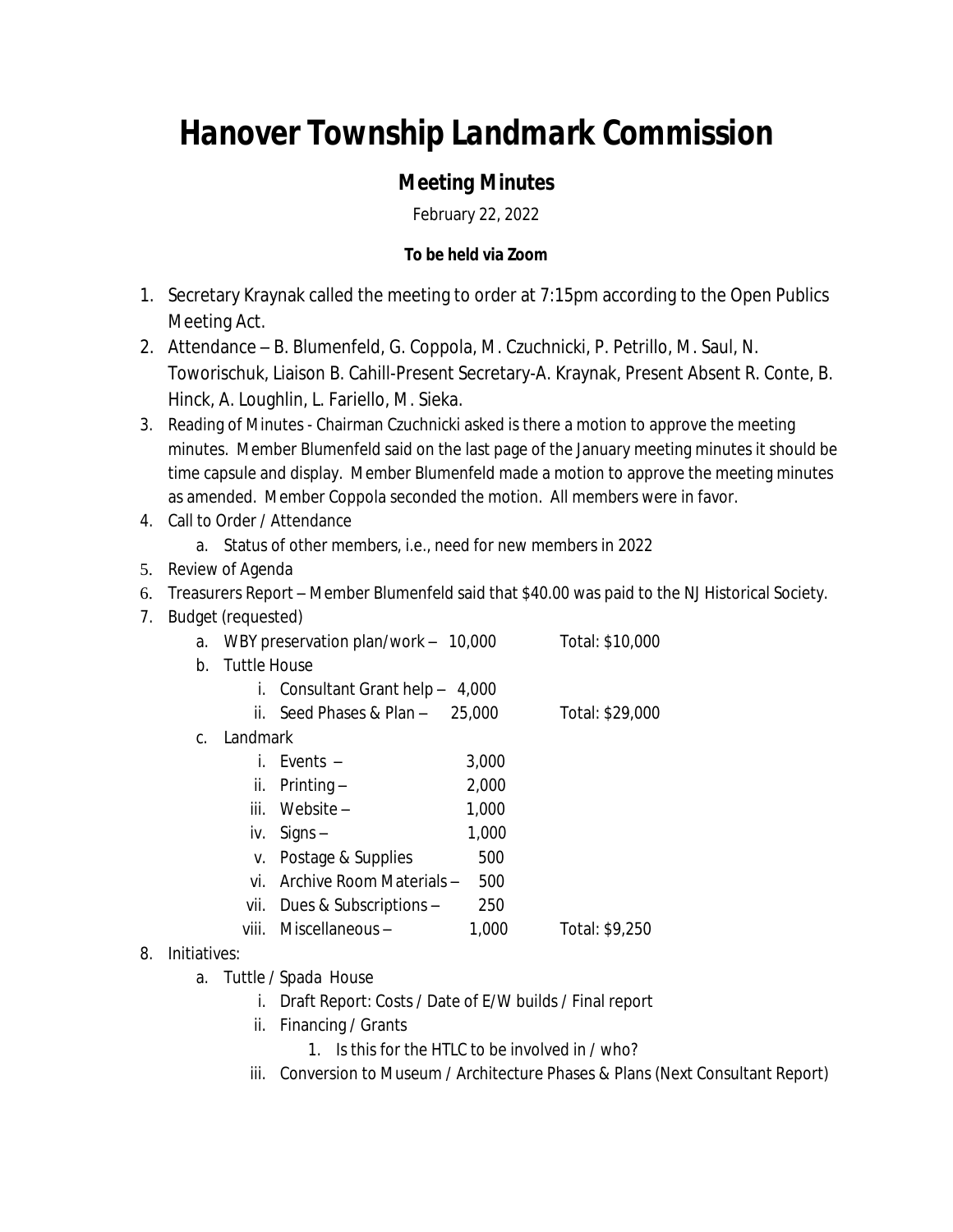# Hanover Township Landmark Commission

## Meeting Minutes

February 22, 2022

**To be held via Zoom**

1. Secretary Kraynak called the meeting to order at 7:15pm according to the Open Publics Meeting Act.
2. Attendance – B. Blumenfeld, G. Coppola, M. Czuchnicki, P. Petrillo, M. Saul, N. Toworischuk, Liaison B. Cahill-Present Secretary-A. Kraynak, Present Absent R. Conte, B. Hinck, A. Loughlin, L. Fariello, M. Sieka.
3. Reading of Minutes - Chairman Czuchnicki asked is there a motion to approve the meeting minutes. Member Blumenfeld said on the last page of the January meeting minutes it should be time capsule and display. Member Blumenfeld made a motion to approve the meeting minutes as amended. Member Coppola seconded the motion. All members were in favor.
4. Call to Order / Attendance
    a. Status of other members, i.e., need for new members in 2022
5. Review of Agenda
6. Treasurers Report – Member Blumenfeld said that $40.00 was paid to the NJ Historical Society.
7. Budget (requested)
    a. WBY preservation plan/work – 10,000 Total: $10,000
    b. Tuttle House
        i. Consultant Grant help – 4,000
        ii. Seed Phases & Plan – 25,000 Total: $29,000
    c. Landmark
        i. Events – 3,000
        ii. Printing – 2,000
        iii. Website – 1,000
        iv. Signs – 1,000
        v. Postage & Supplies 500
        vi. Archive Room Materials – 500
        vii. Dues & Subscriptions – 250
        viii. Miscellaneous – 1,000 Total: $9,250
8. Initiatives:
    a. Tuttle / Spada House
        i. Draft Report: Costs / Date of E/W builds / Final report
        ii. Financing / Grants
            1. Is this for the HTLC to be involved in / who?
        iii. Conversion to Museum / Architecture Phases & Plans (Next Consultant Report)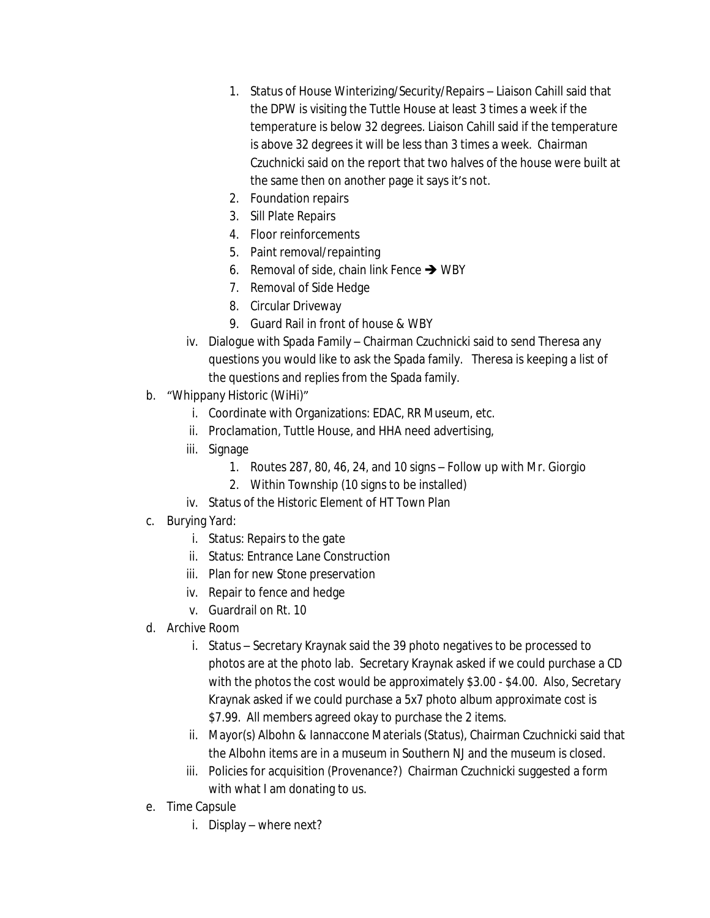1. Status of House Winterizing/Security/Repairs – Liaison Cahill said that the DPW is visiting the Tuttle House at least 3 times a week if the temperature is below 32 degrees. Liaison Cahill said if the temperature is above 32 degrees it will be less than 3 times a week. Chairman Czuchnicki said on the report that two halves of the house were built at the same then on another page it says it's not.
2. Foundation repairs
3. Sill Plate Repairs
4. Floor reinforcements
5. Paint removal/repainting
6. Removal of side, chain link Fence ➔ WBY
7. Removal of Side Hedge
8. Circular Driveway
9. Guard Rail in front of house & WBY

iv. Dialogue with Spada Family – Chairman Czuchnicki said to send Theresa any questions you would like to ask the Spada family. Theresa is keeping a list of the questions and replies from the Spada family.

b. "Whippany Historic (WiHi)"
   - i. Coordinate with Organizations: EDAC, RR Museum, etc.
   - ii. Proclamation, Tuttle House, and HHA need advertising,
   - iii. Signage
     1. Routes 287, 80, 46, 24, and 10 signs – Follow up with Mr. Giorgio
     2. Within Township (10 signs to be installed)
   - iv. Status of the Historic Element of HT Town Plan

c. Burying Yard:
   - i. Status: Repairs to the gate
   - ii. Status: Entrance Lane Construction
   - iii. Plan for new Stone preservation
   - iv. Repair to fence and hedge
   - v. Guardrail on Rt. 10

d. Archive Room
   - i. Status – Secretary Kraynak said the 39 photo negatives to be processed to photos are at the photo lab. Secretary Kraynak asked if we could purchase a CD with the photos the cost would be approximately $3.00 - $4.00. Also, Secretary Kraynak asked if we could purchase a 5x7 photo album approximate cost is $7.99. All members agreed okay to purchase the 2 items.
   - ii. Mayor(s) Albohn & Iannaccone Materials (Status), Chairman Czuchnicki said that the Albohn items are in a museum in Southern NJ and the museum is closed.
   - iii. Policies for acquisition (Provenance?) Chairman Czuchnicki suggested a form with what I am donating to us.

e. Time Capsule
   - i. Display – where next?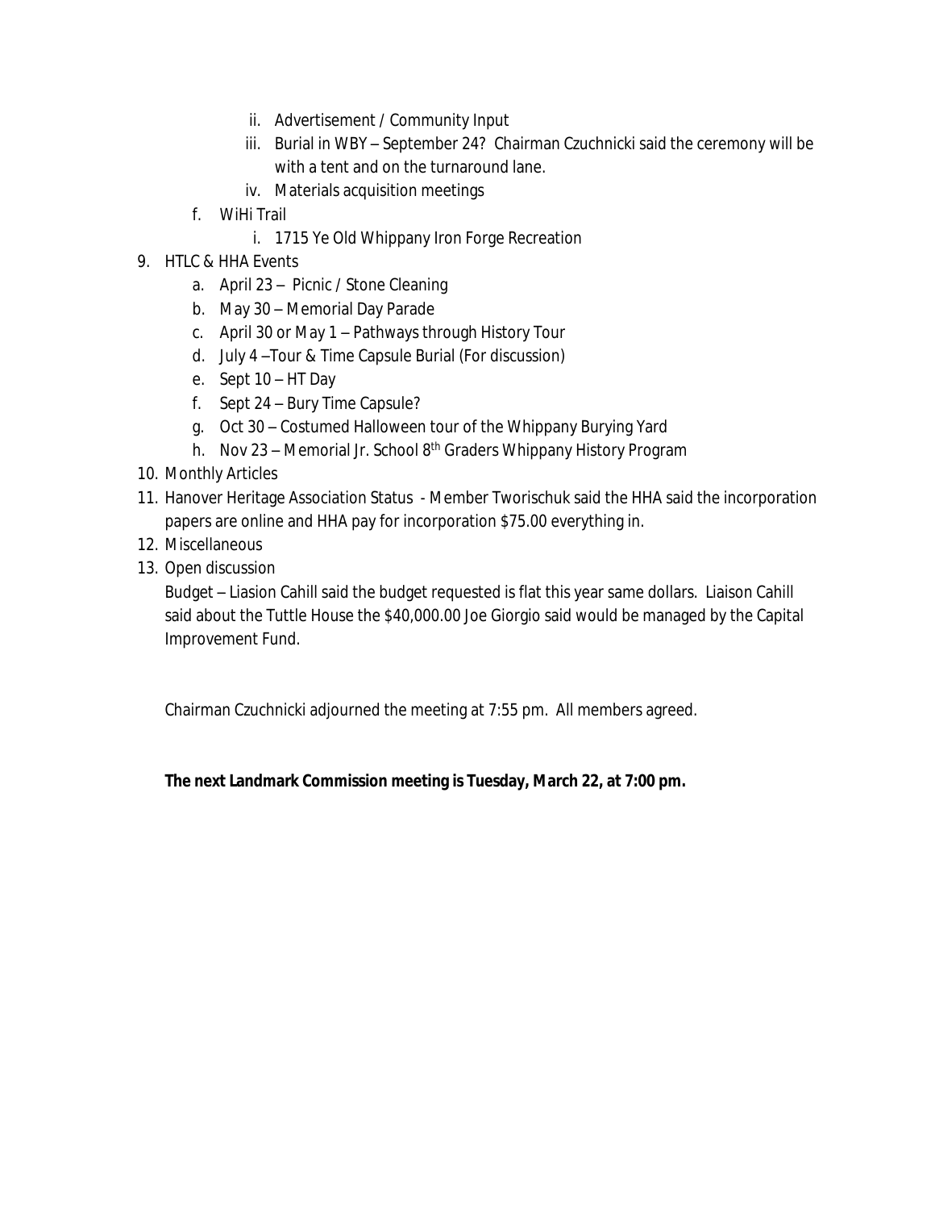ii. Advertisement / Community Input
iii. Burial in WBY – September 24? Chairman Czuchnicki said the ceremony will be with a tent and on the turnaround lane.
iv. Materials acquisition meetings

f. WiHi Trail
   i. 1715 Ye Old Whippany Iron Forge Recreation

9. HTLC & HHA Events
   a. April 23 – Picnic / Stone Cleaning
   b. May 30 – Memorial Day Parade
   c. April 30 or May 1 – Pathways through History Tour
   d. July 4 –Tour & Time Capsule Burial (For discussion)
   e. Sept 10 – HT Day
   f. Sept 24 – Bury Time Capsule?
   g. Oct 30 – Costumed Halloween tour of the Whippany Burying Yard
   h. Nov 23 – Memorial Jr. School 8th Graders Whippany History Program
10. Monthly Articles
11. Hanover Heritage Association Status - Member Tworischuk said the HHA said the incorporation papers are online and HHA pay for incorporation $75.00 everything in.
12. Miscellaneous
13. Open discussion

    Budget – Liasion Cahill said the budget requested is flat this year same dollars. Liaison Cahill said about the Tuttle House the $40,000.00 Joe Giorgio said would be managed by the Capital Improvement Fund.

Chairman Czuchnicki adjourned the meeting at 7:55 pm. All members agreed.

**The next Landmark Commission meeting is Tuesday, March 22, at 7:00 pm.**